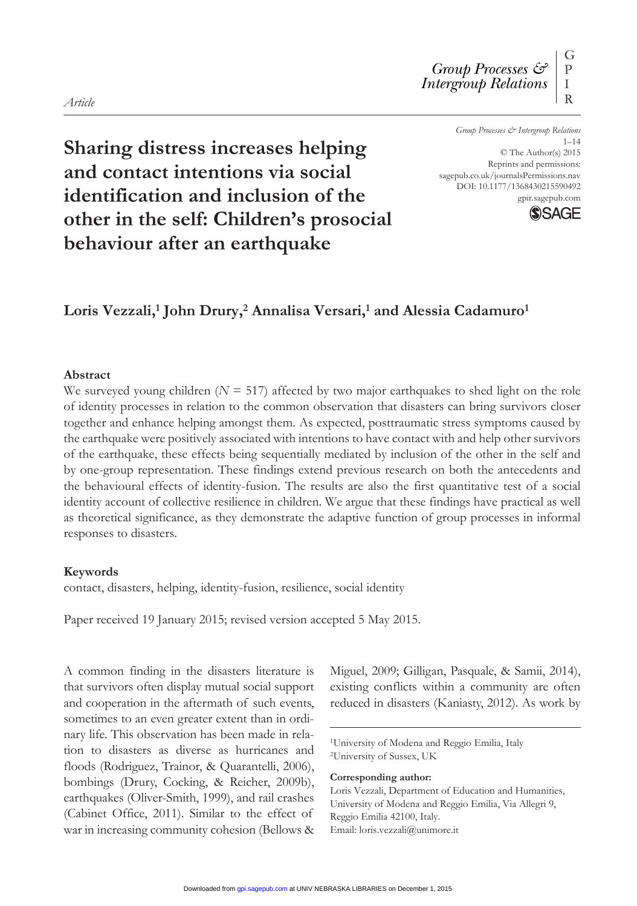*Article*

# Sharing distress increases helping and contact intentions via social identification and inclusion of the other in the self: Children's prosocial behaviour after an earthquake

Group Processes & Intergroup Relations
1–14
© The Author(s) 2015
Reprints and permissions: sagepub.co.uk/journalsPermissions.nav
DOI: 10.1177/1368430215590492
gpir.sagepub.com

**Loris Vezzali,[1] John Drury,[2] Annalisa Versari,[1] and Alessia Cadamuro[1]**

### Abstract

We surveyed young children ($N = 517$) affected by two major earthquakes to shed light on the role of identity processes in relation to the common observation that disasters can bring survivors closer together and enhance helping amongst them. As expected, posttraumatic stress symptoms caused by the earthquake were positively associated with intentions to have contact with and help other survivors of the earthquake, these effects being sequentially mediated by inclusion of the other in the self and by one-group representation. These findings extend previous research on both the antecedents and the behavioural effects of identity-fusion. The results are also the first quantitative test of a social identity account of collective resilience in children. We argue that these findings have practical as well as theoretical significance, as they demonstrate the adaptive function of group processes in informal responses to disasters.

### Keywords

contact, disasters, helping, identity-fusion, resilience, social identity

Paper received 19 January 2015; revised version accepted 5 May 2015.

A common finding in the disasters literature is that survivors often display mutual social support and cooperation in the aftermath of such events, sometimes to an even greater extent than in ordinary life. This observation has been made in relation to disasters as diverse as hurricanes and floods (Rodriguez, Trainor, & Quarantelli, 2006), bombings (Drury, Cocking, & Reicher, 2009b), earthquakes (Oliver-Smith, 1999), and rail crashes (Cabinet Office, 2011). Similar to the effect of war in increasing community cohesion (Bellows & Miguel, 2009; Gilligan, Pasquale, & Samii, 2014), existing conflicts within a community are often reduced in disasters (Kaniasty, 2012). As work by

[1]University of Modena and Reggio Emilia, Italy
[2]University of Sussex, UK

**Corresponding author:**
Loris Vezzali, Department of Education and Humanities, University of Modena and Reggio Emilia, Via Allegri 9, Reggio Emilia 42100, Italy.
Email: loris.vezzali@unimore.it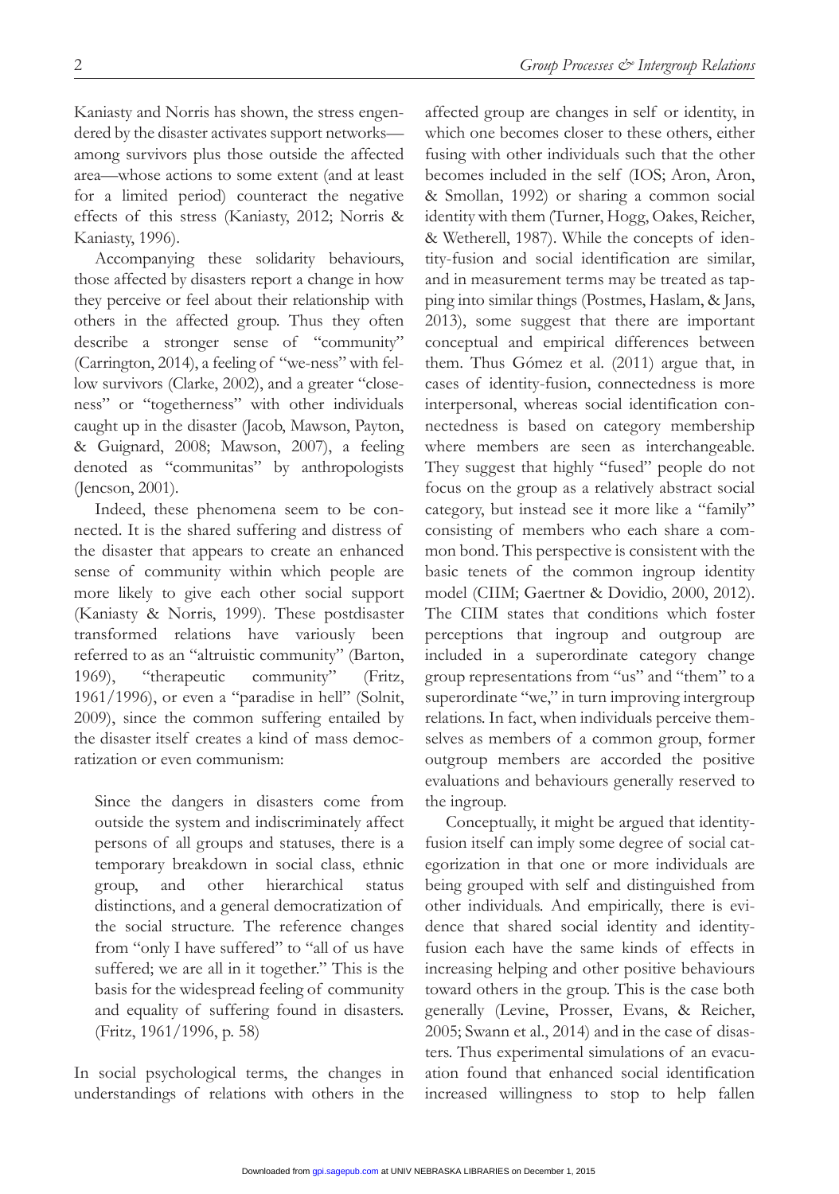Kaniasty and Norris has shown, the stress engendered by the disaster activates support networks—among survivors plus those outside the affected area—whose actions to some extent (and at least for a limited period) counteract the negative effects of this stress (Kaniasty, 2012; Norris & Kaniasty, 1996).

Accompanying these solidarity behaviours, those affected by disasters report a change in how they perceive or feel about their relationship with others in the affected group. Thus they often describe a stronger sense of "community" (Carrington, 2014), a feeling of "we-ness" with fellow survivors (Clarke, 2002), and a greater "closeness" or "togetherness" with other individuals caught up in the disaster (Jacob, Mawson, Payton, & Guignard, 2008; Mawson, 2007), a feeling denoted as "communitas" by anthropologists (Jencson, 2001).

Indeed, these phenomena seem to be connected. It is the shared suffering and distress of the disaster that appears to create an enhanced sense of community within which people are more likely to give each other social support (Kaniasty & Norris, 1999). These postdisaster transformed relations have variously been referred to as an "altruistic community" (Barton, 1969), "therapeutic community" (Fritz, 1961/1996), or even a "paradise in hell" (Solnit, 2009), since the common suffering entailed by the disaster itself creates a kind of mass democratization or even communism:

> Since the dangers in disasters come from outside the system and indiscriminately affect persons of all groups and statuses, there is a temporary breakdown in social class, ethnic group, and other hierarchical status distinctions, and a general democratization of the social structure. The reference changes from "only I have suffered" to "all of us have suffered; we are all in it together." This is the basis for the widespread feeling of community and equality of suffering found in disasters. (Fritz, 1961/1996, p. 58)

In social psychological terms, the changes in understandings of relations with others in the affected group are changes in self or identity, in which one becomes closer to these others, either fusing with other individuals such that the other becomes included in the self (IOS; Aron, Aron, & Smollan, 1992) or sharing a common social identity with them (Turner, Hogg, Oakes, Reicher, & Wetherell, 1987). While the concepts of identity-fusion and social identification are similar, and in measurement terms may be treated as tapping into similar things (Postmes, Haslam, & Jans, 2013), some suggest that there are important conceptual and empirical differences between them. Thus Gómez et al. (2011) argue that, in cases of identity-fusion, connectedness is more interpersonal, whereas social identification connectedness is based on category membership where members are seen as interchangeable. They suggest that highly "fused" people do not focus on the group as a relatively abstract social category, but instead see it more like a "family" consisting of members who each share a common bond. This perspective is consistent with the basic tenets of the common ingroup identity model (CIIM; Gaertner & Dovidio, 2000, 2012). The CIIM states that conditions which foster perceptions that ingroup and outgroup are included in a superordinate category change group representations from "us" and "them" to a superordinate "we," in turn improving intergroup relations. In fact, when individuals perceive themselves as members of a common group, former outgroup members are accorded the positive evaluations and behaviours generally reserved to the ingroup.

Conceptually, it might be argued that identity-fusion itself can imply some degree of social categorization in that one or more individuals are being grouped with self and distinguished from other individuals. And empirically, there is evidence that shared social identity and identity-fusion each have the same kinds of effects in increasing helping and other positive behaviours toward others in the group. This is the case both generally (Levine, Prosser, Evans, & Reicher, 2005; Swann et al., 2014) and in the case of disasters. Thus experimental simulations of an evacuation found that enhanced social identification increased willingness to stop to help fallen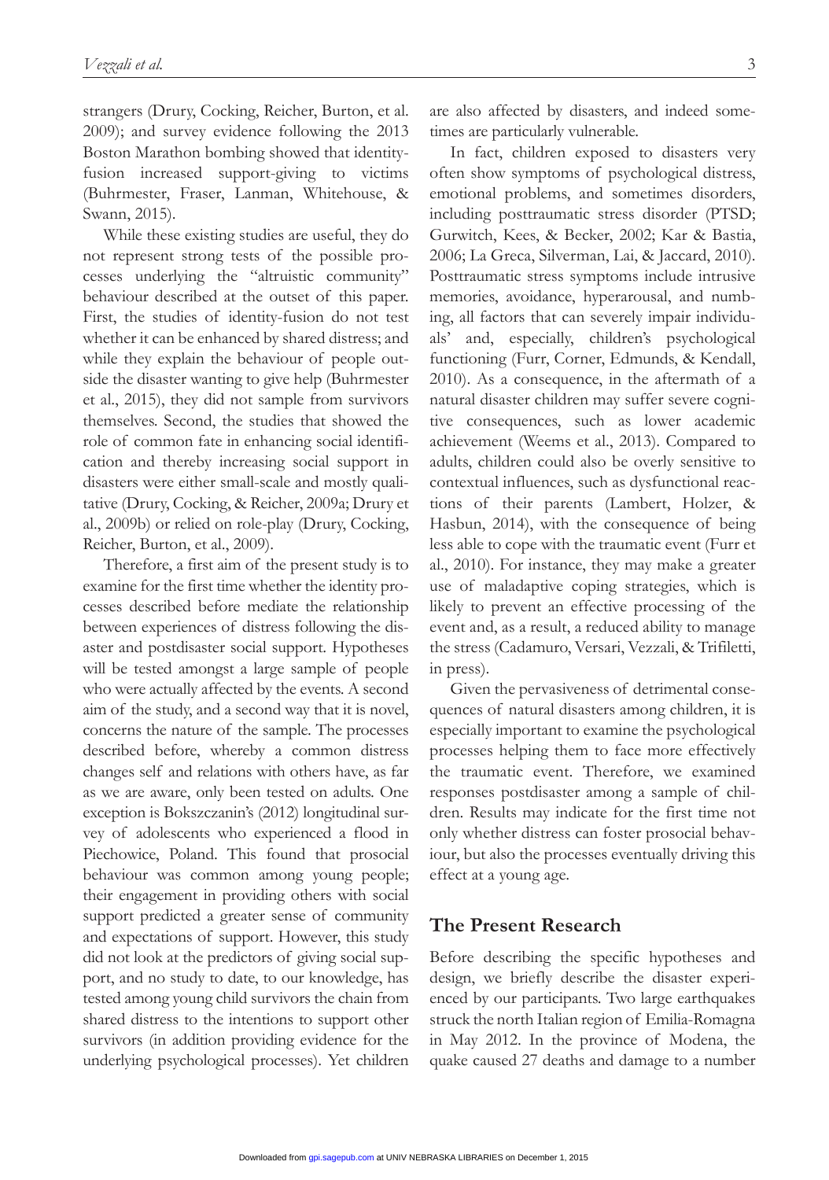strangers (Drury, Cocking, Reicher, Burton, et al. 2009); and survey evidence following the 2013 Boston Marathon bombing showed that identity-fusion increased support-giving to victims (Buhrmester, Fraser, Lanman, Whitehouse, & Swann, 2015).

While these existing studies are useful, they do not represent strong tests of the possible processes underlying the "altruistic community" behaviour described at the outset of this paper. First, the studies of identity-fusion do not test whether it can be enhanced by shared distress; and while they explain the behaviour of people outside the disaster wanting to give help (Buhrmester et al., 2015), they did not sample from survivors themselves. Second, the studies that showed the role of common fate in enhancing social identification and thereby increasing social support in disasters were either small-scale and mostly qualitative (Drury, Cocking, & Reicher, 2009a; Drury et al., 2009b) or relied on role-play (Drury, Cocking, Reicher, Burton, et al., 2009).

Therefore, a first aim of the present study is to examine for the first time whether the identity processes described before mediate the relationship between experiences of distress following the disaster and postdisaster social support. Hypotheses will be tested amongst a large sample of people who were actually affected by the events. A second aim of the study, and a second way that it is novel, concerns the nature of the sample. The processes described before, whereby a common distress changes self and relations with others have, as far as we are aware, only been tested on adults. One exception is Bokszczanin's (2012) longitudinal survey of adolescents who experienced a flood in Piechowice, Poland. This found that prosocial behaviour was common among young people; their engagement in providing others with social support predicted a greater sense of community and expectations of support. However, this study did not look at the predictors of giving social support, and no study to date, to our knowledge, has tested among young child survivors the chain from shared distress to the intentions to support other survivors (in addition providing evidence for the underlying psychological processes). Yet children are also affected by disasters, and indeed sometimes are particularly vulnerable.

In fact, children exposed to disasters very often show symptoms of psychological distress, emotional problems, and sometimes disorders, including posttraumatic stress disorder (PTSD; Gurwitch, Kees, & Becker, 2002; Kar & Bastia, 2006; La Greca, Silverman, Lai, & Jaccard, 2010). Posttraumatic stress symptoms include intrusive memories, avoidance, hyperarousal, and numbing, all factors that can severely impair individuals' and, especially, children's psychological functioning (Furr, Corner, Edmunds, & Kendall, 2010). As a consequence, in the aftermath of a natural disaster children may suffer severe cognitive consequences, such as lower academic achievement (Weems et al., 2013). Compared to adults, children could also be overly sensitive to contextual influences, such as dysfunctional reactions of their parents (Lambert, Holzer, & Hasbun, 2014), with the consequence of being less able to cope with the traumatic event (Furr et al., 2010). For instance, they may make a greater use of maladaptive coping strategies, which is likely to prevent an effective processing of the event and, as a result, a reduced ability to manage the stress (Cadamuro, Versari, Vezzali, & Trifiletti, in press).

Given the pervasiveness of detrimental consequences of natural disasters among children, it is especially important to examine the psychological processes helping them to face more effectively the traumatic event. Therefore, we examined responses postdisaster among a sample of children. Results may indicate for the first time not only whether distress can foster prosocial behaviour, but also the processes eventually driving this effect at a young age.

## The Present Research

Before describing the specific hypotheses and design, we briefly describe the disaster experienced by our participants. Two large earthquakes struck the north Italian region of Emilia-Romagna in May 2012. In the province of Modena, the quake caused 27 deaths and damage to a number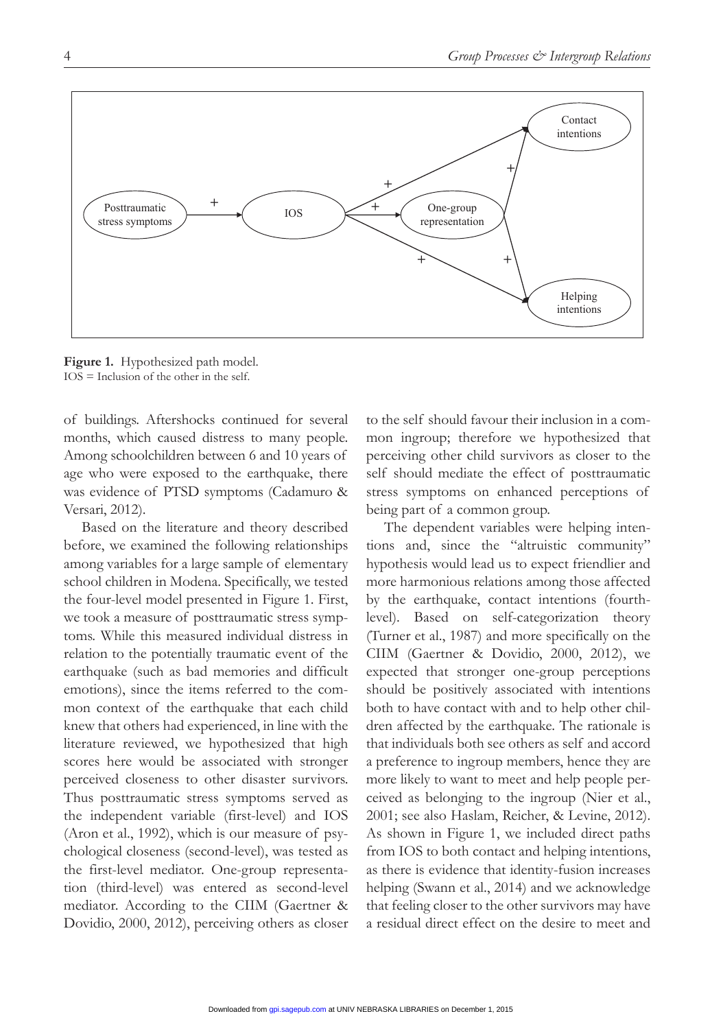**Figure 1.** Hypothesized path model.
IOS = Inclusion of the other in the self.

of buildings. Aftershocks continued for several months, which caused distress to many people. Among schoolchildren between 6 and 10 years of age who were exposed to the earthquake, there was evidence of PTSD symptoms (Cadamuro & Versari, 2012).

Based on the literature and theory described before, we examined the following relationships among variables for a large sample of elementary school children in Modena. Specifically, we tested the four-level model presented in Figure 1. First, we took a measure of posttraumatic stress symptoms. While this measured individual distress in relation to the potentially traumatic event of the earthquake (such as bad memories and difficult emotions), since the items referred to the common context of the earthquake that each child knew that others had experienced, in line with the literature reviewed, we hypothesized that high scores here would be associated with stronger perceived closeness to other disaster survivors. Thus posttraumatic stress symptoms served as the independent variable (first-level) and IOS (Aron et al., 1992), which is our measure of psychological closeness (second-level), was tested as the first-level mediator. One-group representation (third-level) was entered as second-level mediator. According to the CIIM (Gaertner & Dovidio, 2000, 2012), perceiving others as closer to the self should favour their inclusion in a common ingroup; therefore we hypothesized that perceiving other child survivors as closer to the self should mediate the effect of posttraumatic stress symptoms on enhanced perceptions of being part of a common group.

The dependent variables were helping intentions and, since the "altruistic community" hypothesis would lead us to expect friendlier and more harmonious relations among those affected by the earthquake, contact intentions (fourth-level). Based on self-categorization theory (Turner et al., 1987) and more specifically on the CIIM (Gaertner & Dovidio, 2000, 2012), we expected that stronger one-group perceptions should be positively associated with intentions both to have contact with and to help other children affected by the earthquake. The rationale is that individuals both see others as self and accord a preference to ingroup members, hence they are more likely to want to meet and help people perceived as belonging to the ingroup (Nier et al., 2001; see also Haslam, Reicher, & Levine, 2012). As shown in Figure 1, we included direct paths from IOS to both contact and helping intentions, as there is evidence that identity-fusion increases helping (Swann et al., 2014) and we acknowledge that feeling closer to the other survivors may have a residual direct effect on the desire to meet and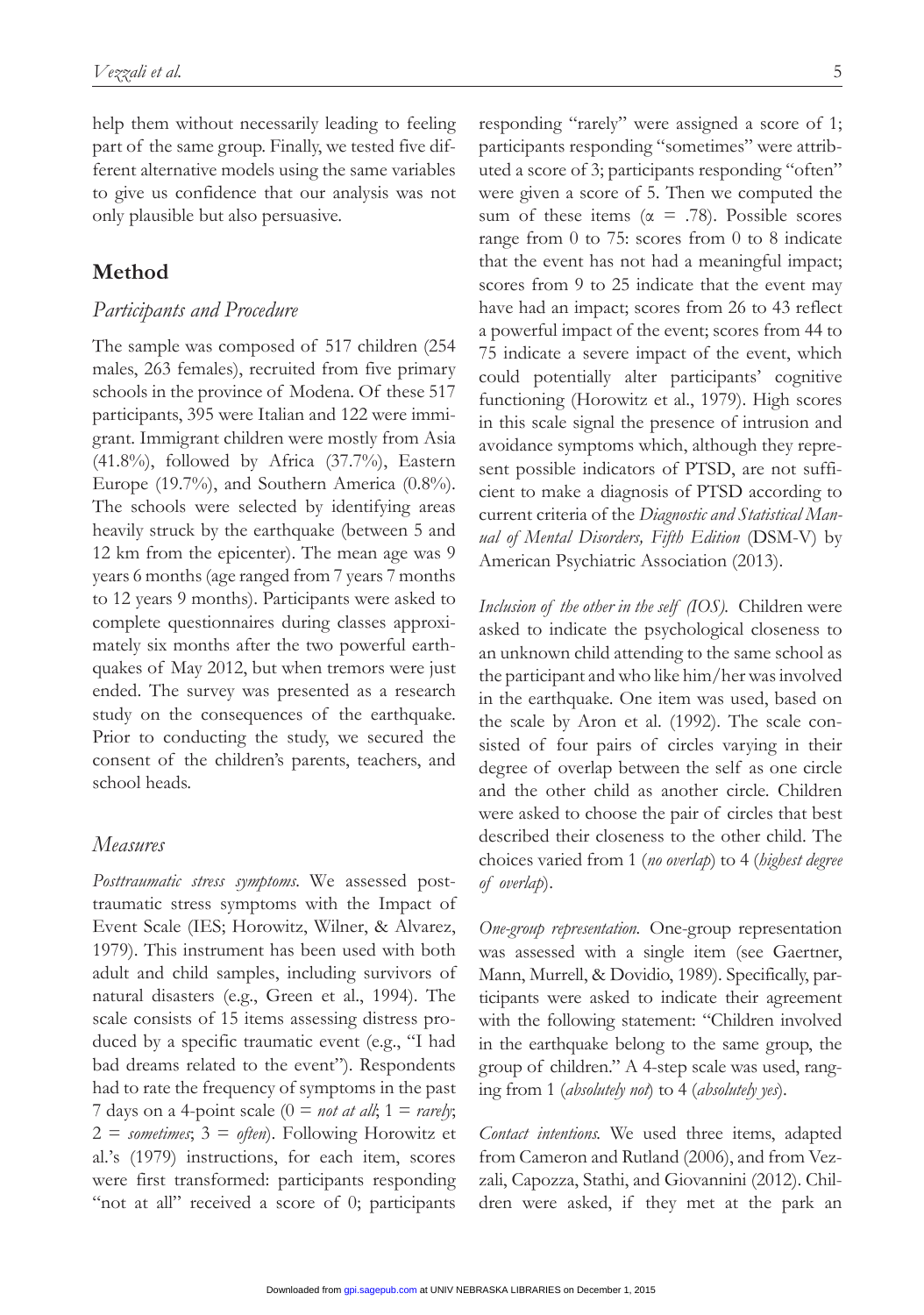help them without necessarily leading to feeling part of the same group. Finally, we tested five different alternative models using the same variables to give us confidence that our analysis was not only plausible but also persuasive.

## Method

### Participants and Procedure

The sample was composed of 517 children (254 males, 263 females), recruited from five primary schools in the province of Modena. Of these 517 participants, 395 were Italian and 122 were immigrant. Immigrant children were mostly from Asia (41.8%), followed by Africa (37.7%), Eastern Europe (19.7%), and Southern America (0.8%). The schools were selected by identifying areas heavily struck by the earthquake (between 5 and 12 km from the epicenter). The mean age was 9 years 6 months (age ranged from 7 years 7 months to 12 years 9 months). Participants were asked to complete questionnaires during classes approximately six months after the two powerful earthquakes of May 2012, but when tremors were just ended. The survey was presented as a research study on the consequences of the earthquake. Prior to conducting the study, we secured the consent of the children's parents, teachers, and school heads.

### Measures

*Posttraumatic stress symptoms*. We assessed posttraumatic stress symptoms with the Impact of Event Scale (IES; Horowitz, Wilner, & Alvarez, 1979). This instrument has been used with both adult and child samples, including survivors of natural disasters (e.g., Green et al., 1994). The scale consists of 15 items assessing distress produced by a specific traumatic event (e.g., "I had bad dreams related to the event"). Respondents had to rate the frequency of symptoms in the past 7 days on a 4-point scale (0 = *not at all*; 1 = *rarely*; 2 = *sometimes*; 3 = *often*). Following Horowitz et al.'s (1979) instructions, for each item, scores were first transformed: participants responding "not at all" received a score of 0; participants responding "rarely" were assigned a score of 1; participants responding "sometimes" were attributed a score of 3; participants responding "often" were given a score of 5. Then we computed the sum of these items ($\alpha = .78$). Possible scores range from 0 to 75: scores from 0 to 8 indicate that the event has not had a meaningful impact; scores from 9 to 25 indicate that the event may have had an impact; scores from 26 to 43 reflect a powerful impact of the event; scores from 44 to 75 indicate a severe impact of the event, which could potentially alter participants' cognitive functioning (Horowitz et al., 1979). High scores in this scale signal the presence of intrusion and avoidance symptoms which, although they represent possible indicators of PTSD, are not sufficient to make a diagnosis of PTSD according to current criteria of the *Diagnostic and Statistical Manual of Mental Disorders, Fifth Edition* (DSM-V) by American Psychiatric Association (2013).

*Inclusion of the other in the self (IOS).* Children were asked to indicate the psychological closeness to an unknown child attending to the same school as the participant and who like him/her was involved in the earthquake. One item was used, based on the scale by Aron et al. (1992). The scale consisted of four pairs of circles varying in their degree of overlap between the self as one circle and the other child as another circle. Children were asked to choose the pair of circles that best described their closeness to the other child. The choices varied from 1 (*no overlap*) to 4 (*highest degree of overlap*).

*One-group representation.* One-group representation was assessed with a single item (see Gaertner, Mann, Murrell, & Dovidio, 1989). Specifically, participants were asked to indicate their agreement with the following statement: "Children involved in the earthquake belong to the same group, the group of children." A 4-step scale was used, ranging from 1 (*absolutely not*) to 4 (*absolutely yes*).

*Contact intentions.* We used three items, adapted from Cameron and Rutland (2006), and from Vezzali, Capozza, Stathi, and Giovannini (2012). Children were asked, if they met at the park an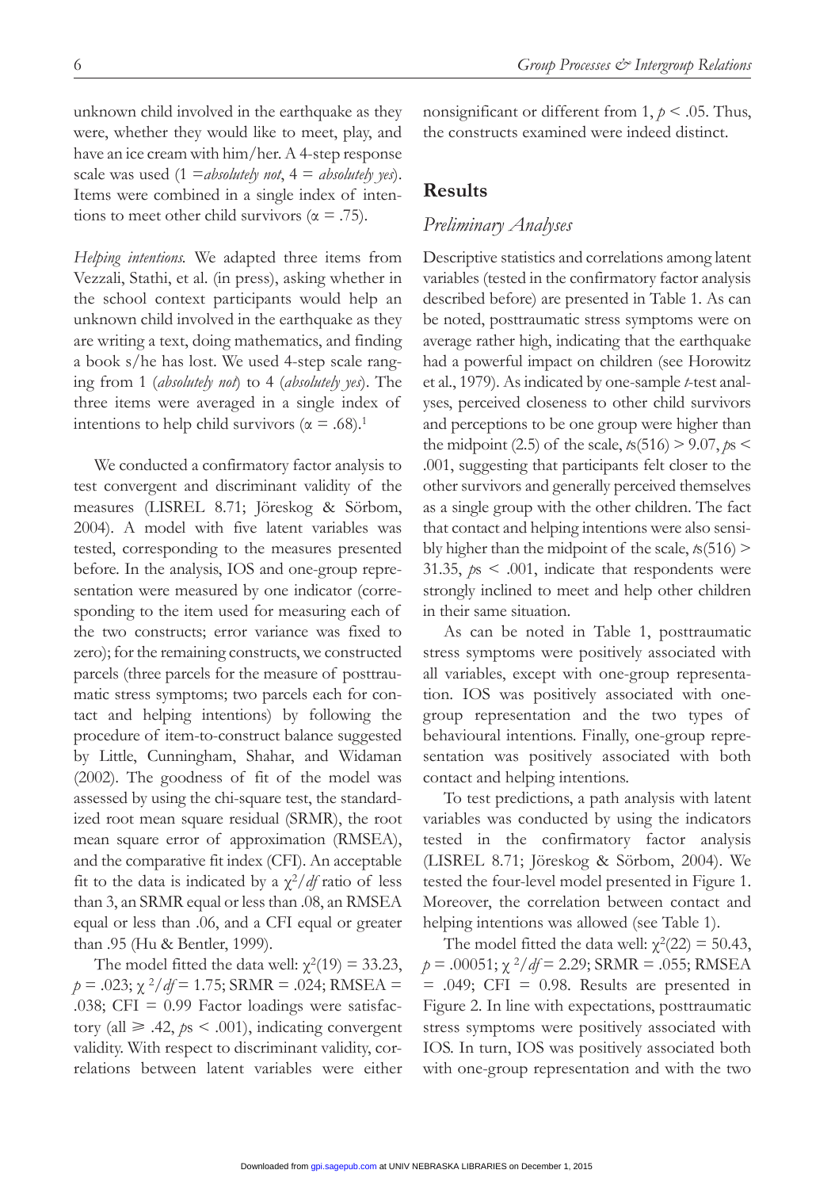unknown child involved in the earthquake as they were, whether they would like to meet, play, and have an ice cream with him/her. A 4-step response scale was used (1 =*absolutely not*, 4 = *absolutely yes*). Items were combined in a single index of intentions to meet other child survivors ($\alpha = .75$).

*Helping intentions.* We adapted three items from Vezzali, Stathi, et al. (in press), asking whether in the school context participants would help an unknown child involved in the earthquake as they are writing a text, doing mathematics, and finding a book s/he has lost. We used 4-step scale ranging from 1 (*absolutely not*) to 4 (*absolutely yes*). The three items were averaged in a single index of intentions to help child survivors ($\alpha = .68$).[1]

We conducted a confirmatory factor analysis to test convergent and discriminant validity of the measures (LISREL 8.71; Jöreskog & Sörbom, 2004). A model with five latent variables was tested, corresponding to the measures presented before. In the analysis, IOS and one-group representation were measured by one indicator (corresponding to the item used for measuring each of the two constructs; error variance was fixed to zero); for the remaining constructs, we constructed parcels (three parcels for the measure of posttraumatic stress symptoms; two parcels each for contact and helping intentions) by following the procedure of item-to-construct balance suggested by Little, Cunningham, Shahar, and Widaman (2002). The goodness of fit of the model was assessed by using the chi-square test, the standardized root mean square residual (SRMR), the root mean square error of approximation (RMSEA), and the comparative fit index (CFI). An acceptable fit to the data is indicated by a $\chi^2/df$ ratio of less than 3, an SRMR equal or less than .08, an RMSEA equal or less than .06, and a CFI equal or greater than .95 (Hu & Bentler, 1999).

The model fitted the data well: $\chi^2(19) = 33.23$, $p = .023$; $\chi^2/df = 1.75$; SRMR = .024; RMSEA = .038; CFI = 0.99 Factor loadings were satisfactory (all $\geqslant .42$, $ps < .001$), indicating convergent validity. With respect to discriminant validity, correlations between latent variables were either nonsignificant or different from 1, $p < .05$. Thus, the constructs examined were indeed distinct.

## Results

### *Preliminary Analyses*

Descriptive statistics and correlations among latent variables (tested in the confirmatory factor analysis described before) are presented in Table 1. As can be noted, posttraumatic stress symptoms were on average rather high, indicating that the earthquake had a powerful impact on children (see Horowitz et al., 1979). As indicated by one-sample *t*-test analyses, perceived closeness to other child survivors and perceptions to be one group were higher than the midpoint (2.5) of the scale, $ts(516) > 9.07$, $ps < .001$, suggesting that participants felt closer to the other survivors and generally perceived themselves as a single group with the other children. The fact that contact and helping intentions were also sensibly higher than the midpoint of the scale, $ts(516) > 31.35$, $ps < .001$, indicate that respondents were strongly inclined to meet and help other children in their same situation.

As can be noted in Table 1, posttraumatic stress symptoms were positively associated with all variables, except with one-group representation. IOS was positively associated with one-group representation and the two types of behavioural intentions. Finally, one-group representation was positively associated with both contact and helping intentions.

To test predictions, a path analysis with latent variables was conducted by using the indicators tested in the confirmatory factor analysis (LISREL 8.71; Jöreskog & Sörbom, 2004). We tested the four-level model presented in Figure 1. Moreover, the correlation between contact and helping intentions was allowed (see Table 1).

The model fitted the data well: $\chi^2(22) = 50.43$, $p = .00051$; $\chi^2/df = 2.29$; SRMR = .055; RMSEA = .049; CFI = 0.98. Results are presented in Figure 2. In line with expectations, posttraumatic stress symptoms were positively associated with IOS. In turn, IOS was positively associated both with one-group representation and with the two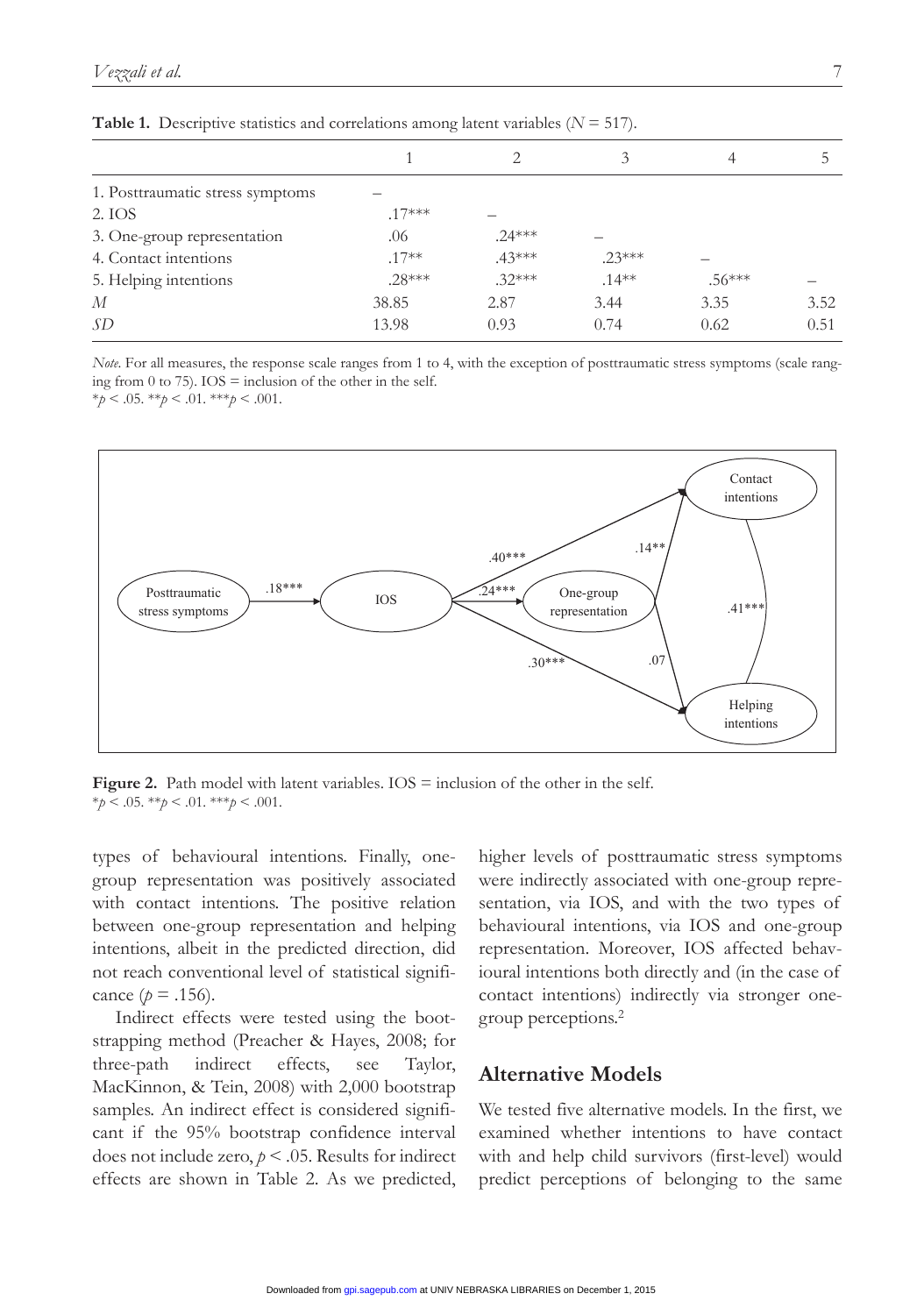**Table 1.** Descriptive statistics and correlations among latent variables ($N = 517$).

| | 1 | 2 | 3 | 4 | 5 |
|---|---|---|---|---|---|
| 1. Posttraumatic stress symptoms | – | | | | |
| 2. IOS | .17*** | – | | | |
| 3. One-group representation | .06 | .24*** | – | | |
| 4. Contact intentions | .17** | .43*** | .23*** | – | |
| 5. Helping intentions | .28*** | .32*** | .14** | .56*** | – |
| *M* | 38.85 | 2.87 | 3.44 | 3.35 | 3.52 |
| *SD* | 13.98 | 0.93 | 0.74 | 0.62 | 0.51 |

*Note*. For all measures, the response scale ranges from 1 to 4, with the exception of posttraumatic stress symptoms (scale ranging from 0 to 75). IOS = inclusion of the other in the self.
*$p < .05$. **$p < .01$. ***$p < .001$.

**Figure 2.** Path model with latent variables. IOS = inclusion of the other in the self.
*$p < .05$. **$p < .01$. ***$p < .001$.

types of behavioural intentions. Finally, one-group representation was positively associated with contact intentions. The positive relation between one-group representation and helping intentions, albeit in the predicted direction, did not reach conventional level of statistical significance ($p = .156$).

Indirect effects were tested using the bootstrapping method (Preacher & Hayes, 2008; for three-path indirect effects, see Taylor, MacKinnon, & Tein, 2008) with 2,000 bootstrap samples. An indirect effect is considered significant if the 95% bootstrap confidence interval does not include zero, $p < .05$. Results for indirect effects are shown in Table 2. As we predicted, higher levels of posttraumatic stress symptoms were indirectly associated with one-group representation, via IOS, and with the two types of behavioural intentions, via IOS and one-group representation. Moreover, IOS affected behavioural intentions both directly and (in the case of contact intentions) indirectly via stronger one-group perceptions.[2]

## Alternative Models

We tested five alternative models. In the first, we examined whether intentions to have contact with and help child survivors (first-level) would predict perceptions of belonging to the same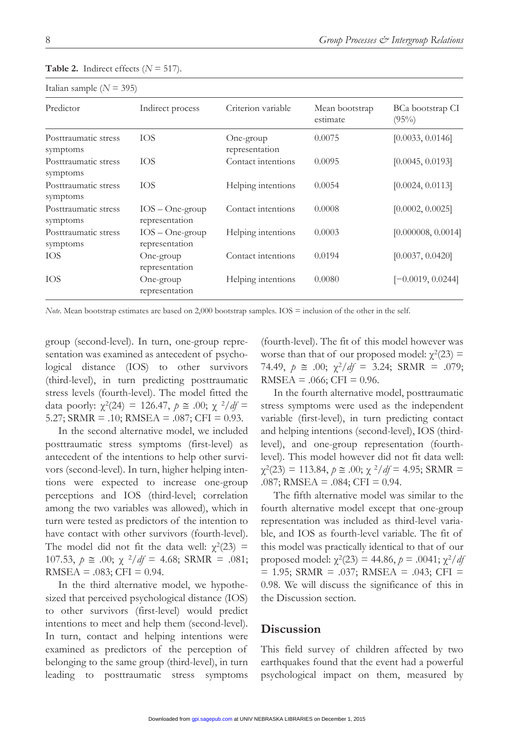**Table 2.** Indirect effects ($N$ = 517).

| Italian sample ($N$ = 395) | | | | |
|---|---|---|---|---|
| Predictor | Indirect process | Criterion variable | Mean bootstrap estimate | BCa bootstrap CI (95%) |
| Posttraumatic stress symptoms | IOS | One-group representation | 0.0075 | [0.0033, 0.0146] |
| Posttraumatic stress symptoms | IOS | Contact intentions | 0.0095 | [0.0045, 0.0193] |
| Posttraumatic stress symptoms | IOS | Helping intentions | 0.0054 | [0.0024, 0.0113] |
| Posttraumatic stress symptoms | IOS – One-group representation | Contact intentions | 0.0008 | [0.0002, 0.0025] |
| Posttraumatic stress symptoms | IOS – One-group representation | Helping intentions | 0.0003 | [0.000008, 0.0014] |
| IOS | One-group representation | Contact intentions | 0.0194 | [0.0037, 0.0420] |
| IOS | One-group representation | Helping intentions | 0.0080 | [−0.0019, 0.0244] |

*Note*. Mean bootstrap estimates are based on 2,000 bootstrap samples. IOS = inclusion of the other in the self.

group (second-level). In turn, one-group representation was examined as antecedent of psychological distance (IOS) to other survivors (third-level), in turn predicting posttraumatic stress levels (fourth-level). The model fitted the data poorly: $\chi^2(24)$ = 126.47, $p \cong .00$; $\chi^2/df$ = 5.27; SRMR = .10; RMSEA = .087; CFI = 0.93.

In the second alternative model, we included posttraumatic stress symptoms (first-level) as antecedent of the intentions to help other survivors (second-level). In turn, higher helping intentions were expected to increase one-group perceptions and IOS (third-level; correlation among the two variables was allowed), which in turn were tested as predictors of the intention to have contact with other survivors (fourth-level). The model did not fit the data well: $\chi^2(23)$ = 107.53, $p \cong .00$; $\chi^2/df$ = 4.68; SRMR = .081; RMSEA = .083; CFI = 0.94.

In the third alternative model, we hypothesized that perceived psychological distance (IOS) to other survivors (first-level) would predict intentions to meet and help them (second-level). In turn, contact and helping intentions were examined as predictors of the perception of belonging to the same group (third-level), in turn leading to posttraumatic stress symptoms (fourth-level). The fit of this model however was worse than that of our proposed model: $\chi^2(23)$ = 74.49, $p \cong .00$; $\chi^2/df$ = 3.24; SRMR = .079; RMSEA = .066; CFI = 0.96.

In the fourth alternative model, posttraumatic stress symptoms were used as the independent variable (first-level), in turn predicting contact and helping intentions (second-level), IOS (third-level), and one-group representation (fourth-level). This model however did not fit data well: $\chi^2(23)$ = 113.84, $p \cong .00$; $\chi^2/df$ = 4.95; SRMR = .087; RMSEA = .084; CFI = 0.94.

The fifth alternative model was similar to the fourth alternative model except that one-group representation was included as third-level variable, and IOS as fourth-level variable. The fit of this model was practically identical to that of our proposed model: $\chi^2(23)$ = 44.86, $p$ = .0041; $\chi^2/df$ = 1.95; SRMR = .037; RMSEA = .043; CFI = 0.98. We will discuss the significance of this in the Discussion section.

## Discussion

This field survey of children affected by two earthquakes found that the event had a powerful psychological impact on them, measured by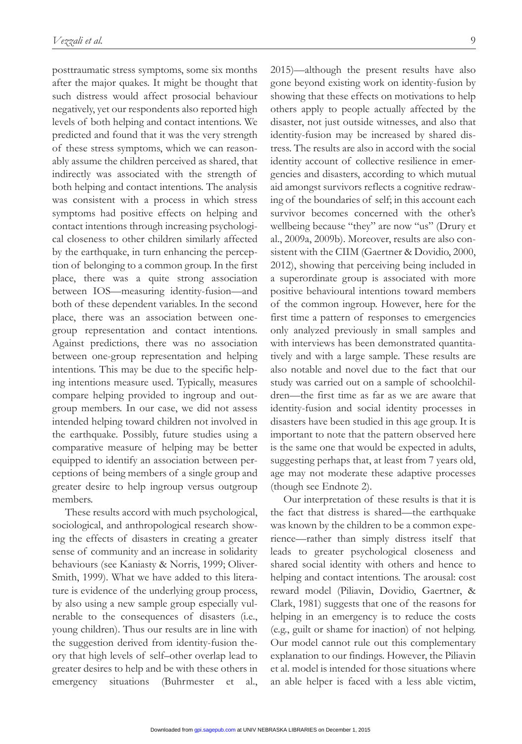posttraumatic stress symptoms, some six months after the major quakes. It might be thought that such distress would affect prosocial behaviour negatively, yet our respondents also reported high levels of both helping and contact intentions. We predicted and found that it was the very strength of these stress symptoms, which we can reasonably assume the children perceived as shared, that indirectly was associated with the strength of both helping and contact intentions. The analysis was consistent with a process in which stress symptoms had positive effects on helping and contact intentions through increasing psychological closeness to other children similarly affected by the earthquake, in turn enhancing the perception of belonging to a common group. In the first place, there was a quite strong association between IOS—measuring identity-fusion—and both of these dependent variables. In the second place, there was an association between one-group representation and contact intentions. Against predictions, there was no association between one-group representation and helping intentions. This may be due to the specific helping intentions measure used. Typically, measures compare helping provided to ingroup and outgroup members. In our case, we did not assess intended helping toward children not involved in the earthquake. Possibly, future studies using a comparative measure of helping may be better equipped to identify an association between perceptions of being members of a single group and greater desire to help ingroup versus outgroup members.

These results accord with much psychological, sociological, and anthropological research showing the effects of disasters in creating a greater sense of community and an increase in solidarity behaviours (see Kaniasty & Norris, 1999; Oliver-Smith, 1999). What we have added to this literature is evidence of the underlying group process, by also using a new sample group especially vulnerable to the consequences of disasters (i.e., young children). Thus our results are in line with the suggestion derived from identity-fusion theory that high levels of self–other overlap lead to greater desires to help and be with these others in emergency situations (Buhrmester et al., 2015)—although the present results have also gone beyond existing work on identity-fusion by showing that these effects on motivations to help others apply to people actually affected by the disaster, not just outside witnesses, and also that identity-fusion may be increased by shared distress. The results are also in accord with the social identity account of collective resilience in emergencies and disasters, according to which mutual aid amongst survivors reflects a cognitive redrawing of the boundaries of self; in this account each survivor becomes concerned with the other's wellbeing because "they" are now "us" (Drury et al., 2009a, 2009b). Moreover, results are also consistent with the CIIM (Gaertner & Dovidio, 2000, 2012), showing that perceiving being included in a superordinate group is associated with more positive behavioural intentions toward members of the common ingroup. However, here for the first time a pattern of responses to emergencies only analyzed previously in small samples and with interviews has been demonstrated quantitatively and with a large sample. These results are also notable and novel due to the fact that our study was carried out on a sample of schoolchildren—the first time as far as we are aware that identity-fusion and social identity processes in disasters have been studied in this age group. It is important to note that the pattern observed here is the same one that would be expected in adults, suggesting perhaps that, at least from 7 years old, age may not moderate these adaptive processes (though see Endnote 2).

Our interpretation of these results is that it is the fact that distress is shared—the earthquake was known by the children to be a common experience—rather than simply distress itself that leads to greater psychological closeness and shared social identity with others and hence to helping and contact intentions. The arousal: cost reward model (Piliavin, Dovidio, Gaertner, & Clark, 1981) suggests that one of the reasons for helping in an emergency is to reduce the costs (e.g., guilt or shame for inaction) of not helping. Our model cannot rule out this complementary explanation to our findings. However, the Piliavin et al. model is intended for those situations where an able helper is faced with a less able victim,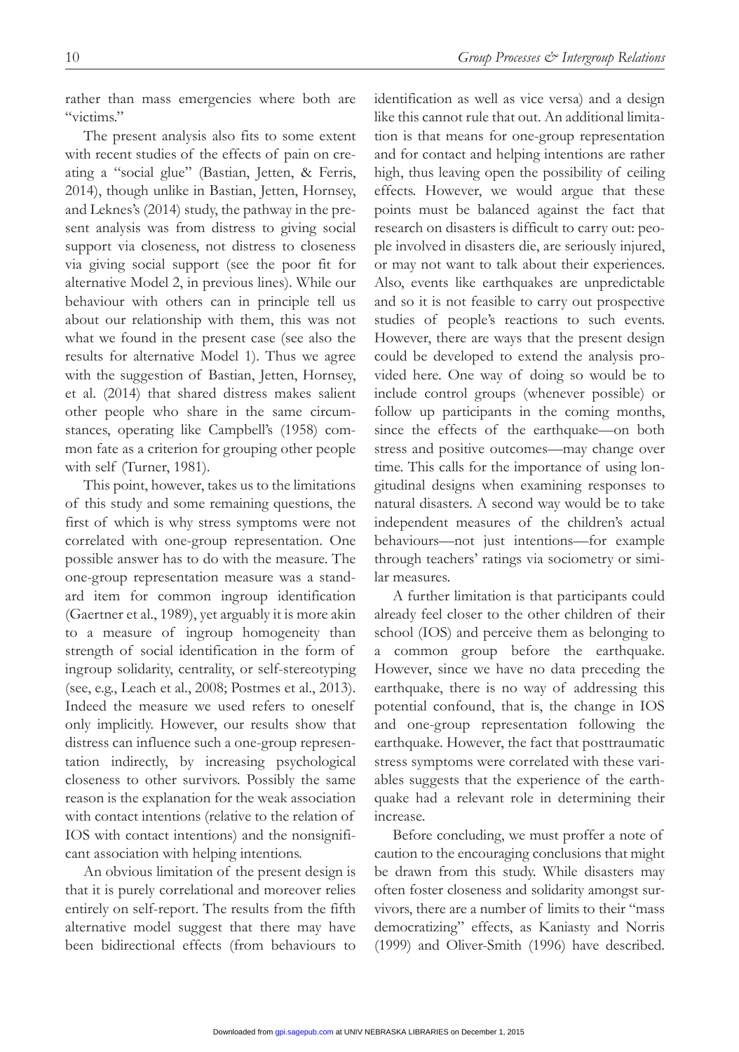rather than mass emergencies where both are "victims."

The present analysis also fits to some extent with recent studies of the effects of pain on creating a "social glue" (Bastian, Jetten, & Ferris, 2014), though unlike in Bastian, Jetten, Hornsey, and Leknes's (2014) study, the pathway in the present analysis was from distress to giving social support via closeness, not distress to closeness via giving social support (see the poor fit for alternative Model 2, in previous lines). While our behaviour with others can in principle tell us about our relationship with them, this was not what we found in the present case (see also the results for alternative Model 1). Thus we agree with the suggestion of Bastian, Jetten, Hornsey, et al. (2014) that shared distress makes salient other people who share in the same circumstances, operating like Campbell's (1958) common fate as a criterion for grouping other people with self (Turner, 1981).

This point, however, takes us to the limitations of this study and some remaining questions, the first of which is why stress symptoms were not correlated with one-group representation. One possible answer has to do with the measure. The one-group representation measure was a standard item for common ingroup identification (Gaertner et al., 1989), yet arguably it is more akin to a measure of ingroup homogeneity than strength of social identification in the form of ingroup solidarity, centrality, or self-stereotyping (see, e.g., Leach et al., 2008; Postmes et al., 2013). Indeed the measure we used refers to oneself only implicitly. However, our results show that distress can influence such a one-group representation indirectly, by increasing psychological closeness to other survivors. Possibly the same reason is the explanation for the weak association with contact intentions (relative to the relation of IOS with contact intentions) and the nonsignificant association with helping intentions.

An obvious limitation of the present design is that it is purely correlational and moreover relies entirely on self-report. The results from the fifth alternative model suggest that there may have been bidirectional effects (from behaviours to identification as well as vice versa) and a design like this cannot rule that out. An additional limitation is that means for one-group representation and for contact and helping intentions are rather high, thus leaving open the possibility of ceiling effects. However, we would argue that these points must be balanced against the fact that research on disasters is difficult to carry out: people involved in disasters die, are seriously injured, or may not want to talk about their experiences. Also, events like earthquakes are unpredictable and so it is not feasible to carry out prospective studies of people's reactions to such events. However, there are ways that the present design could be developed to extend the analysis provided here. One way of doing so would be to include control groups (whenever possible) or follow up participants in the coming months, since the effects of the earthquake—on both stress and positive outcomes—may change over time. This calls for the importance of using longitudinal designs when examining responses to natural disasters. A second way would be to take independent measures of the children's actual behaviours—not just intentions—for example through teachers' ratings via sociometry or similar measures.

A further limitation is that participants could already feel closer to the other children of their school (IOS) and perceive them as belonging to a common group before the earthquake. However, since we have no data preceding the earthquake, there is no way of addressing this potential confound, that is, the change in IOS and one-group representation following the earthquake. However, the fact that posttraumatic stress symptoms were correlated with these variables suggests that the experience of the earthquake had a relevant role in determining their increase.

Before concluding, we must proffer a note of caution to the encouraging conclusions that might be drawn from this study. While disasters may often foster closeness and solidarity amongst survivors, there are a number of limits to their "mass democratizing" effects, as Kaniasty and Norris (1999) and Oliver-Smith (1996) have described.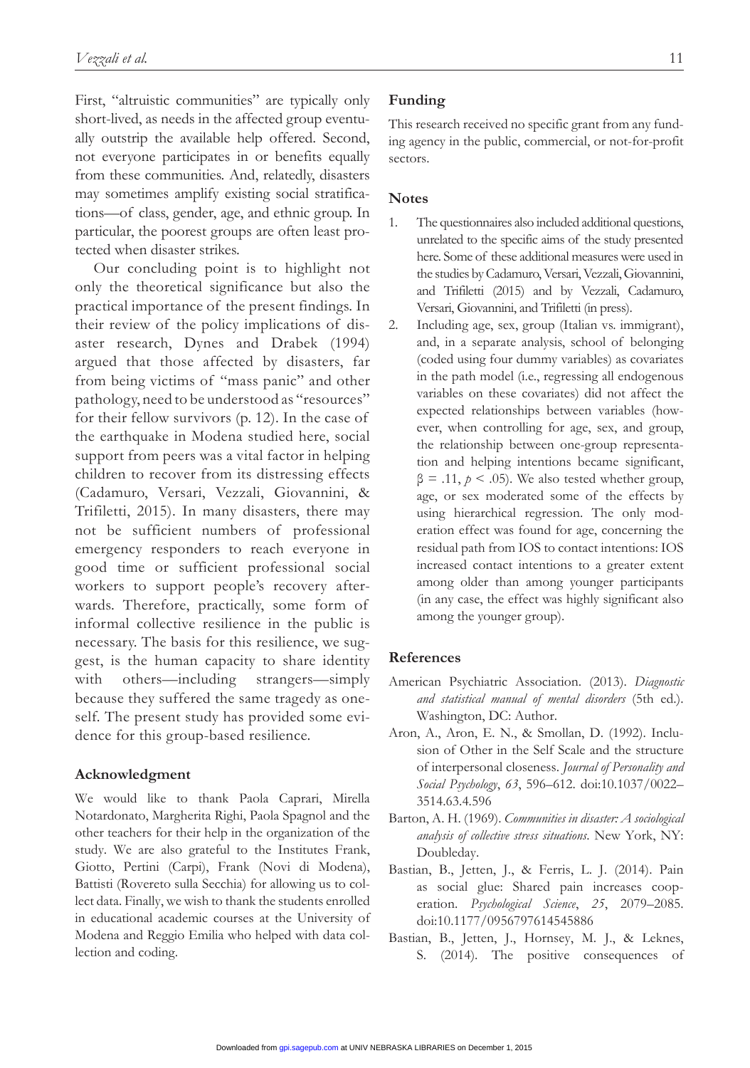First, "altruistic communities" are typically only short-lived, as needs in the affected group eventually outstrip the available help offered. Second, not everyone participates in or benefits equally from these communities. And, relatedly, disasters may sometimes amplify existing social stratifications—of class, gender, age, and ethnic group. In particular, the poorest groups are often least protected when disaster strikes.

Our concluding point is to highlight not only the theoretical significance but also the practical importance of the present findings. In their review of the policy implications of disaster research, Dynes and Drabek (1994) argued that those affected by disasters, far from being victims of "mass panic" and other pathology, need to be understood as "resources" for their fellow survivors (p. 12). In the case of the earthquake in Modena studied here, social support from peers was a vital factor in helping children to recover from its distressing effects (Cadamuro, Versari, Vezzali, Giovannini, & Trifiletti, 2015). In many disasters, there may not be sufficient numbers of professional emergency responders to reach everyone in good time or sufficient professional social workers to support people's recovery afterwards. Therefore, practically, some form of informal collective resilience in the public is necessary. The basis for this resilience, we suggest, is the human capacity to share identity with others—including strangers—simply because they suffered the same tragedy as oneself. The present study has provided some evidence for this group-based resilience.

## Acknowledgment

We would like to thank Paola Caprari, Mirella Notardonato, Margherita Righi, Paola Spagnol and the other teachers for their help in the organization of the study. We are also grateful to the Institutes Frank, Giotto, Pertini (Carpi), Frank (Novi di Modena), Battisti (Rovereto sulla Secchia) for allowing us to collect data. Finally, we wish to thank the students enrolled in educational academic courses at the University of Modena and Reggio Emilia who helped with data collection and coding.

## Funding

This research received no specific grant from any funding agency in the public, commercial, or not-for-profit sectors.

## Notes

1. The questionnaires also included additional questions, unrelated to the specific aims of the study presented here. Some of these additional measures were used in the studies by Cadamuro, Versari, Vezzali, Giovannini, and Trifiletti (2015) and by Vezzali, Cadamuro, Versari, Giovannini, and Trifiletti (in press).
2. Including age, sex, group (Italian vs. immigrant), and, in a separate analysis, school of belonging (coded using four dummy variables) as covariates in the path model (i.e., regressing all endogenous variables on these covariates) did not affect the expected relationships between variables (however, when controlling for age, sex, and group, the relationship between one-group representation and helping intentions became significant, $\beta = .11$, $p < .05$). We also tested whether group, age, or sex moderated some of the effects by using hierarchical regression. The only moderation effect was found for age, concerning the residual path from IOS to contact intentions: IOS increased contact intentions to a greater extent among older than among younger participants (in any case, the effect was highly significant also among the younger group).

## References

American Psychiatric Association. (2013). *Diagnostic and statistical manual of mental disorders* (5th ed.). Washington, DC: Author.

Aron, A., Aron, E. N., & Smollan, D. (1992). Inclusion of Other in the Self Scale and the structure of interpersonal closeness. *Journal of Personality and Social Psychology*, *63*, 596–612. doi:10.1037/0022–3514.63.4.596

Barton, A. H. (1969). *Communities in disaster: A sociological analysis of collective stress situations*. New York, NY: Doubleday.

Bastian, B., Jetten, J., & Ferris, L. J. (2014). Pain as social glue: Shared pain increases cooperation. *Psychological Science*, *25*, 2079–2085. doi:10.1177/0956797614545886

Bastian, B., Jetten, J., Hornsey, M. J., & Leknes, S. (2014). The positive consequences of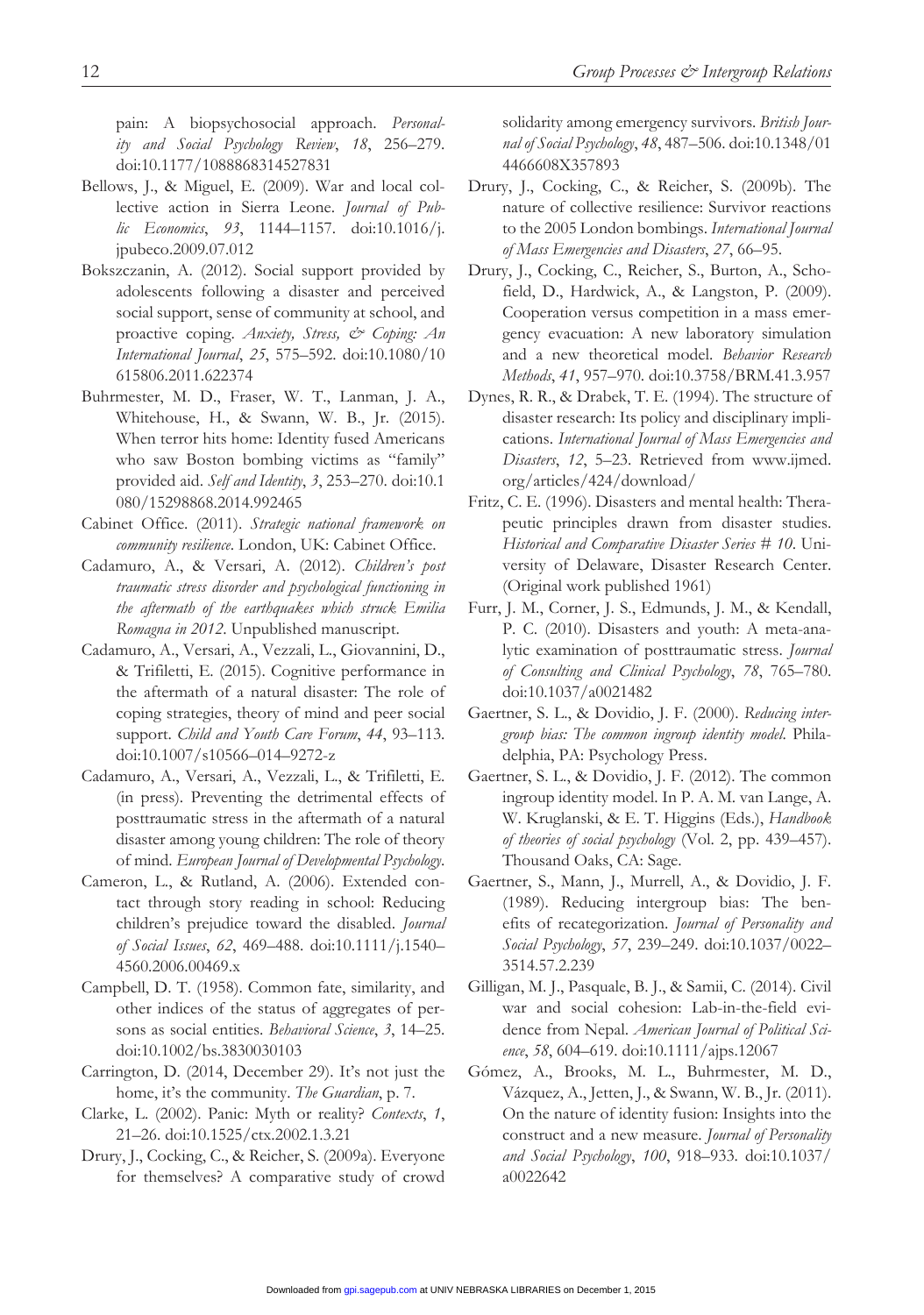pain: A biopsychosocial approach. *Personality and Social Psychology Review*, *18*, 256–279. doi:10.1177/1088868314527831

Bellows, J., & Miguel, E. (2009). War and local collective action in Sierra Leone. *Journal of Public Economics*, *93*, 1144–1157. doi:10.1016/j.jpubeco.2009.07.012

Bokszczanin, A. (2012). Social support provided by adolescents following a disaster and perceived social support, sense of community at school, and proactive coping. *Anxiety, Stress, & Coping: An International Journal*, *25*, 575–592. doi:10.1080/10615806.2011.622374

Buhrmester, M. D., Fraser, W. T., Lanman, J. A., Whitehouse, H., & Swann, W. B., Jr. (2015). When terror hits home: Identity fused Americans who saw Boston bombing victims as "family" provided aid. *Self and Identity*, *3*, 253–270. doi:10.1080/15298868.2014.992465

Cabinet Office. (2011). *Strategic national framework on community resilience*. London, UK: Cabinet Office.

Cadamuro, A., & Versari, A. (2012). *Children's post traumatic stress disorder and psychological functioning in the aftermath of the earthquakes which struck Emilia Romagna in 2012*. Unpublished manuscript.

Cadamuro, A., Versari, A., Vezzali, L., Giovannini, D., & Trifiletti, E. (2015). Cognitive performance in the aftermath of a natural disaster: The role of coping strategies, theory of mind and peer social support. *Child and Youth Care Forum*, *44*, 93–113. doi:10.1007/s10566–014–9272-z

Cadamuro, A., Versari, A., Vezzali, L., & Trifiletti, E. (in press). Preventing the detrimental effects of posttraumatic stress in the aftermath of a natural disaster among young children: The role of theory of mind. *European Journal of Developmental Psychology*.

Cameron, L., & Rutland, A. (2006). Extended contact through story reading in school: Reducing children's prejudice toward the disabled. *Journal of Social Issues*, *62*, 469–488. doi:10.1111/j.1540–4560.2006.00469.x

Campbell, D. T. (1958). Common fate, similarity, and other indices of the status of aggregates of persons as social entities. *Behavioral Science*, *3*, 14–25. doi:10.1002/bs.3830030103

Carrington, D. (2014, December 29). It's not just the home, it's the community. *The Guardian*, p. 7.

Clarke, L. (2002). Panic: Myth or reality? *Contexts*, *1*, 21–26. doi:10.1525/ctx.2002.1.3.21

Drury, J., Cocking, C., & Reicher, S. (2009a). Everyone for themselves? A comparative study of crowd solidarity among emergency survivors. *British Journal of Social Psychology*, *48*, 487–506. doi:10.1348/014466608X357893

Drury, J., Cocking, C., & Reicher, S. (2009b). The nature of collective resilience: Survivor reactions to the 2005 London bombings. *International Journal of Mass Emergencies and Disasters*, *27*, 66–95.

Drury, J., Cocking, C., Reicher, S., Burton, A., Schofield, D., Hardwick, A., & Langston, P. (2009). Cooperation versus competition in a mass emergency evacuation: A new laboratory simulation and a new theoretical model. *Behavior Research Methods*, *41*, 957–970. doi:10.3758/BRM.41.3.957

Dynes, R. R., & Drabek, T. E. (1994). The structure of disaster research: Its policy and disciplinary implications. *International Journal of Mass Emergencies and Disasters*, *12*, 5–23. Retrieved from www.ijmed.org/articles/424/download/

Fritz, C. E. (1996). Disasters and mental health: Therapeutic principles drawn from disaster studies. *Historical and Comparative Disaster Series # 10*. University of Delaware, Disaster Research Center. (Original work published 1961)

Furr, J. M., Corner, J. S., Edmunds, J. M., & Kendall, P. C. (2010). Disasters and youth: A meta-analytic examination of posttraumatic stress. *Journal of Consulting and Clinical Psychology*, *78*, 765–780. doi:10.1037/a0021482

Gaertner, S. L., & Dovidio, J. F. (2000). *Reducing intergroup bias: The common ingroup identity model*. Philadelphia, PA: Psychology Press.

Gaertner, S. L., & Dovidio, J. F. (2012). The common ingroup identity model. In P. A. M. van Lange, A. W. Kruglanski, & E. T. Higgins (Eds.), *Handbook of theories of social psychology* (Vol. 2, pp. 439–457). Thousand Oaks, CA: Sage.

Gaertner, S., Mann, J., Murrell, A., & Dovidio, J. F. (1989). Reducing intergroup bias: The benefits of recategorization. *Journal of Personality and Social Psychology*, *57*, 239–249. doi:10.1037/0022–3514.57.2.239

Gilligan, M. J., Pasquale, B. J., & Samii, C. (2014). Civil war and social cohesion: Lab-in-the-field evidence from Nepal. *American Journal of Political Science*, *58*, 604–619. doi:10.1111/ajps.12067

Gómez, A., Brooks, M. L., Buhrmester, M. D., Vázquez, A., Jetten, J., & Swann, W. B., Jr. (2011). On the nature of identity fusion: Insights into the construct and a new measure. *Journal of Personality and Social Psychology*, *100*, 918–933. doi:10.1037/a0022642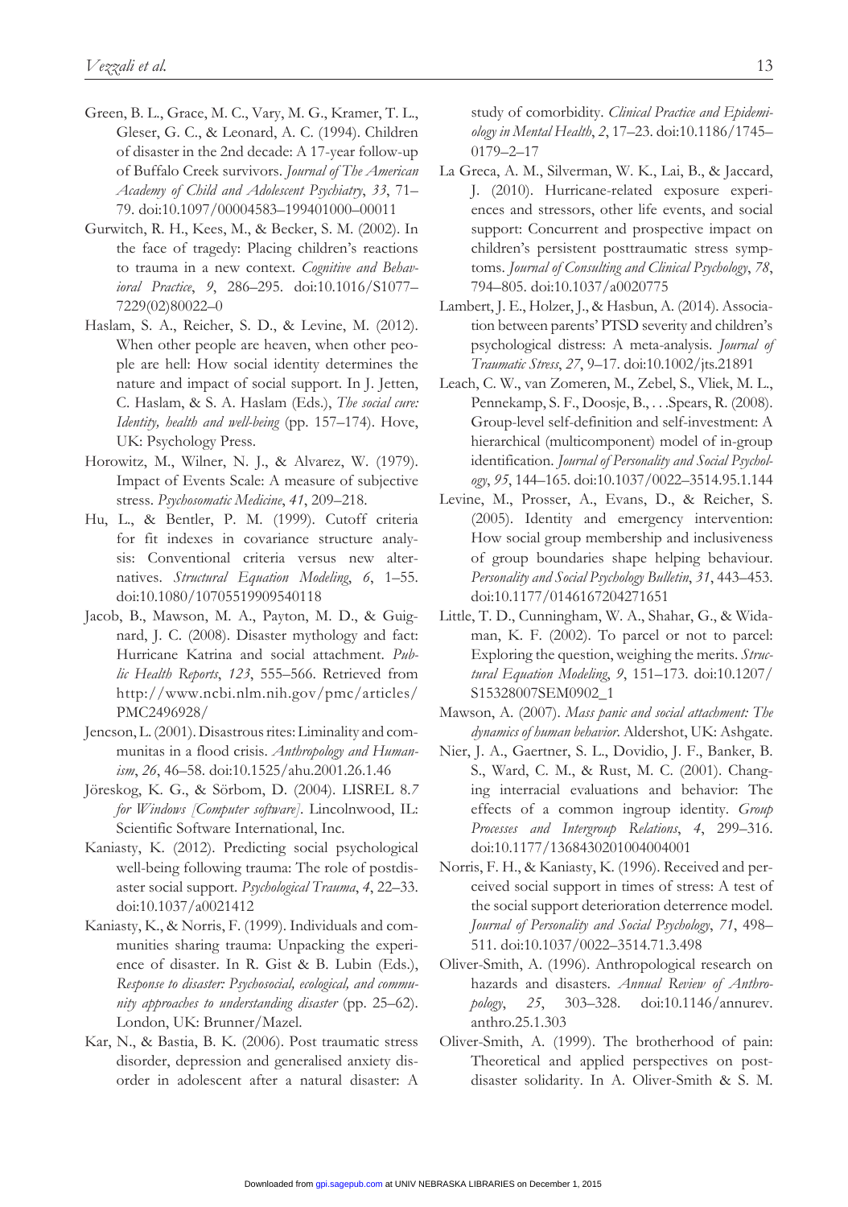Green, B. L., Grace, M. C., Vary, M. G., Kramer, T. L., Gleser, G. C., & Leonard, A. C. (1994). Children of disaster in the 2nd decade: A 17-year follow-up of Buffalo Creek survivors. *Journal of The American Academy of Child and Adolescent Psychiatry*, *33*, 71–79. doi:10.1097/00004583–199401000–00011

Gurwitch, R. H., Kees, M., & Becker, S. M. (2002). In the face of tragedy: Placing children's reactions to trauma in a new context. *Cognitive and Behavioral Practice*, *9*, 286–295. doi:10.1016/S1077–7229(02)80022–0

Haslam, S. A., Reicher, S. D., & Levine, M. (2012). When other people are heaven, when other people are hell: How social identity determines the nature and impact of social support. In J. Jetten, C. Haslam, & S. A. Haslam (Eds.), *The social cure: Identity, health and well-being* (pp. 157–174). Hove, UK: Psychology Press.

Horowitz, M., Wilner, N. J., & Alvarez, W. (1979). Impact of Events Scale: A measure of subjective stress. *Psychosomatic Medicine*, *41*, 209–218.

Hu, L., & Bentler, P. M. (1999). Cutoff criteria for fit indexes in covariance structure analysis: Conventional criteria versus new alternatives. *Structural Equation Modeling*, *6*, 1–55. doi:10.1080/10705519909540118

Jacob, B., Mawson, M. A., Payton, M. D., & Guignard, J. C. (2008). Disaster mythology and fact: Hurricane Katrina and social attachment. *Public Health Reports*, *123*, 555–566. Retrieved from http://www.ncbi.nlm.nih.gov/pmc/articles/PMC2496928/

Jencson, L. (2001). Disastrous rites: Liminality and communitas in a flood crisis. *Anthropology and Humanism*, *26*, 46–58. doi:10.1525/ahu.2001.26.1.46

Jöreskog, K. G., & Sörbom, D. (2004). LISREL 8.7 *for Windows [Computer software]*. Lincolnwood, IL: Scientific Software International, Inc.

Kaniasty, K. (2012). Predicting social psychological well-being following trauma: The role of postdisaster social support. *Psychological Trauma*, *4*, 22–33. doi:10.1037/a0021412

Kaniasty, K., & Norris, F. (1999). Individuals and communities sharing trauma: Unpacking the experience of disaster. In R. Gist & B. Lubin (Eds.), *Response to disaster: Psychosocial, ecological, and community approaches to understanding disaster* (pp. 25–62). London, UK: Brunner/Mazel.

Kar, N., & Bastia, B. K. (2006). Post traumatic stress disorder, depression and generalised anxiety disorder in adolescent after a natural disaster: A study of comorbidity. *Clinical Practice and Epidemiology in Mental Health*, *2*, 17–23. doi:10.1186/1745–0179–2–17

La Greca, A. M., Silverman, W. K., Lai, B., & Jaccard, J. (2010). Hurricane-related exposure experiences and stressors, other life events, and social support: Concurrent and prospective impact on children's persistent posttraumatic stress symptoms. *Journal of Consulting and Clinical Psychology*, *78*, 794–805. doi:10.1037/a0020775

Lambert, J. E., Holzer, J., & Hasbun, A. (2014). Association between parents' PTSD severity and children's psychological distress: A meta-analysis. *Journal of Traumatic Stress*, *27*, 9–17. doi:10.1002/jts.21891

Leach, C. W., van Zomeren, M., Zebel, S., Vliek, M. L., Pennekamp, S. F., Doosje, B., . . .Spears, R. (2008). Group-level self-definition and self-investment: A hierarchical (multicomponent) model of in-group identification. *Journal of Personality and Social Psychology*, *95*, 144–165. doi:10.1037/0022–3514.95.1.144

Levine, M., Prosser, A., Evans, D., & Reicher, S. (2005). Identity and emergency intervention: How social group membership and inclusiveness of group boundaries shape helping behaviour. *Personality and Social Psychology Bulletin*, *31*, 443–453. doi:10.1177/0146167204271651

Little, T. D., Cunningham, W. A., Shahar, G., & Widaman, K. F. (2002). To parcel or not to parcel: Exploring the question, weighing the merits. *Structural Equation Modeling*, *9*, 151–173. doi:10.1207/S15328007SEM0902_1

Mawson, A. (2007). *Mass panic and social attachment: The dynamics of human behavior*. Aldershot, UK: Ashgate.

Nier, J. A., Gaertner, S. L., Dovidio, J. F., Banker, B. S., Ward, C. M., & Rust, M. C. (2001). Changing interracial evaluations and behavior: The effects of a common ingroup identity. *Group Processes and Intergroup Relations*, *4*, 299–316. doi:10.1177/1368430201004004001

Norris, F. H., & Kaniasty, K. (1996). Received and perceived social support in times of stress: A test of the social support deterioration deterrence model. *Journal of Personality and Social Psychology*, *71*, 498–511. doi:10.1037/0022–3514.71.3.498

Oliver-Smith, A. (1996). Anthropological research on hazards and disasters. *Annual Review of Anthropology*, *25*, 303–328. doi:10.1146/annurev.anthro.25.1.303

Oliver-Smith, A. (1999). The brotherhood of pain: Theoretical and applied perspectives on post-disaster solidarity. In A. Oliver-Smith & S. M.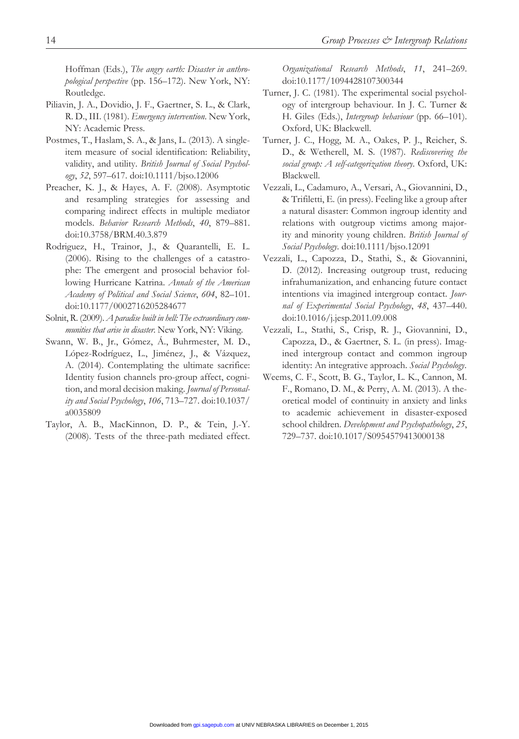Hoffman (Eds.), *The angry earth: Disaster in anthropological perspective* (pp. 156–172). New York, NY: Routledge.

Piliavin, J. A., Dovidio, J. F., Gaertner, S. L., & Clark, R. D., III. (1981). *Emergency intervention*. New York, NY: Academic Press.

Postmes, T., Haslam, S. A., & Jans, L. (2013). A single-item measure of social identification: Reliability, validity, and utility. *British Journal of Social Psychology*, *52*, 597–617. doi:10.1111/bjso.12006

Preacher, K. J., & Hayes, A. F. (2008). Asymptotic and resampling strategies for assessing and comparing indirect effects in multiple mediator models. *Behavior Research Methods*, *40*, 879–881. doi:10.3758/BRM.40.3.879

Rodriguez, H., Trainor, J., & Quarantelli, E. L. (2006). Rising to the challenges of a catastrophe: The emergent and prosocial behavior following Hurricane Katrina. *Annals of the American Academy of Political and Social Science*, *604*, 82–101. doi:10.1177/0002716205284677

Solnit, R. (2009). *A paradise built in hell: The extraordinary communities that arise in disaster*. New York, NY: Viking.

Swann, W. B., Jr., Gómez, Á., Buhrmester, M. D., López-Rodríguez, L., Jiménez, J., & Vázquez, A. (2014). Contemplating the ultimate sacrifice: Identity fusion channels pro-group affect, cognition, and moral decision making. *Journal of Personality and Social Psychology*, *106*, 713–727. doi:10.1037/a0035809

Taylor, A. B., MacKinnon, D. P., & Tein, J.-Y. (2008). Tests of the three-path mediated effect. *Organizational Research Methods*, *11*, 241–269. doi:10.1177/1094428107300344

Turner, J. C. (1981). The experimental social psychology of intergroup behaviour. In J. C. Turner & H. Giles (Eds.), *Intergroup behaviour* (pp. 66–101). Oxford, UK: Blackwell.

Turner, J. C., Hogg, M. A., Oakes, P. J., Reicher, S. D., & Wetherell, M. S. (1987). *Rediscovering the social group: A self-categorization theory*. Oxford, UK: Blackwell.

Vezzali, L., Cadamuro, A., Versari, A., Giovannini, D., & Trifiletti, E. (in press). Feeling like a group after a natural disaster: Common ingroup identity and relations with outgroup victims among majority and minority young children. *British Journal of Social Psychology*. doi:10.1111/bjso.12091

Vezzali, L., Capozza, D., Stathi, S., & Giovannini, D. (2012). Increasing outgroup trust, reducing infrahumanization, and enhancing future contact intentions via imagined intergroup contact. *Journal of Experimental Social Psychology*, *48*, 437–440. doi:10.1016/j.jesp.2011.09.008

Vezzali, L., Stathi, S., Crisp, R. J., Giovannini, D., Capozza, D., & Gaertner, S. L. (in press). Imagined intergroup contact and common ingroup identity: An integrative approach. *Social Psychology*.

Weems, C. F., Scott, B. G., Taylor, L. K., Cannon, M. F., Romano, D. M., & Perry, A. M. (2013). A theoretical model of continuity in anxiety and links to academic achievement in disaster-exposed school children. *Development and Psychopathology*, *25*, 729–737. doi:10.1017/S0954579413000138

Downloaded from gpi.sagepub.com at UNIV NEBRASKA LIBRARIES on December 1, 2015